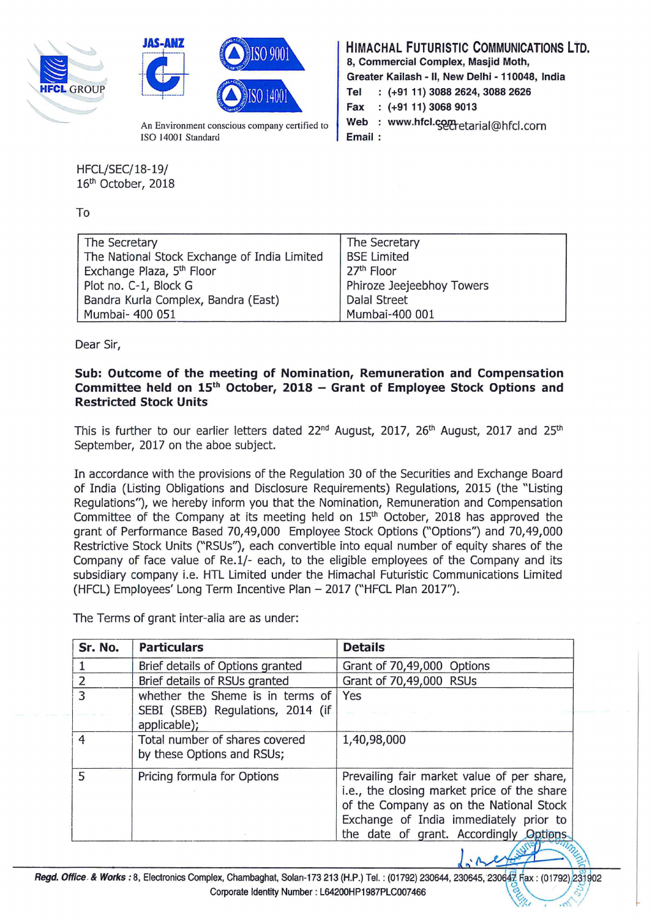**HIMACHAL FUTURISTIC COMMUNICATIONS LTD.**
8, Commercial Complex, Masjid Moth,
Greater Kailash - II, New Delhi - 110048, India
Tel : (+91 11) 3088 2624, 3088 2626
Fax : (+91 11) 3068 9013
Web : www.hfcl.com
Email : secretarial@hfcl.com

An Environment conscious company certified to ISO 14001 Standard

HFCL/SEC/18-19/
16th October, 2018

To

| The Secretary<br>The National Stock Exchange of India Limited<br>Exchange Plaza, 5th Floor<br>Plot no. C-1, Block G<br>Bandra Kurla Complex, Bandra (East)<br>Mumbai- 400 051 | The Secretary<br>BSE Limited<br>27th Floor<br>Phiroze Jeejeebhoy Towers<br>Dalal Street<br>Mumbai-400 001 |
|---|---|

Dear Sir,

**Sub: Outcome of the meeting of Nomination, Remuneration and Compensation Committee held on 15th October, 2018 – Grant of Employee Stock Options and Restricted Stock Units**

This is further to our earlier letters dated 22nd August, 2017, 26th August, 2017 and 25th September, 2017 on the aboe subject.

In accordance with the provisions of the Regulation 30 of the Securities and Exchange Board of India (Listing Obligations and Disclosure Requirements) Regulations, 2015 (the "Listing Regulations"), we hereby inform you that the Nomination, Remuneration and Compensation Committee of the Company at its meeting held on 15th October, 2018 has approved the grant of Performance Based 70,49,000 Employee Stock Options ("Options") and 70,49,000 Restrictive Stock Units ("RSUs"), each convertible into equal number of equity shares of the Company of face value of Re.1/- each, to the eligible employees of the Company and its subsidiary company i.e. HTL Limited under the Himachal Futuristic Communications Limited (HFCL) Employees' Long Term Incentive Plan – 2017 ("HFCL Plan 2017").

The Terms of grant inter-alia are as under:

| Sr. No. | Particulars | Details |
|---|---|---|
| 1 | Brief details of Options granted | Grant of 70,49,000 Options |
| 2 | Brief details of RSUs granted | Grant of 70,49,000 RSUs |
| 3 | whether the Sheme is in terms of SEBI (SBEB) Regulations, 2014 (if applicable); | Yes |
| 4 | Total number of shares covered by these Options and RSUs; | 1,40,98,000 |
| 5 | Pricing formula for Options | Prevailing fair market value of per share, i.e., the closing market price of the share of the Company as on the National Stock Exchange of India immediately prior to the date of grant. Accordingly Options |

Regd. Office & Works : 8, Electronics Complex, Chambaghat, Solan-173 213 (H.P.) Tel. : (01792) 230644, 230645, 230647 Fax : (01792) 231902
Corporate Identity Number : L64200HP1987PLC007466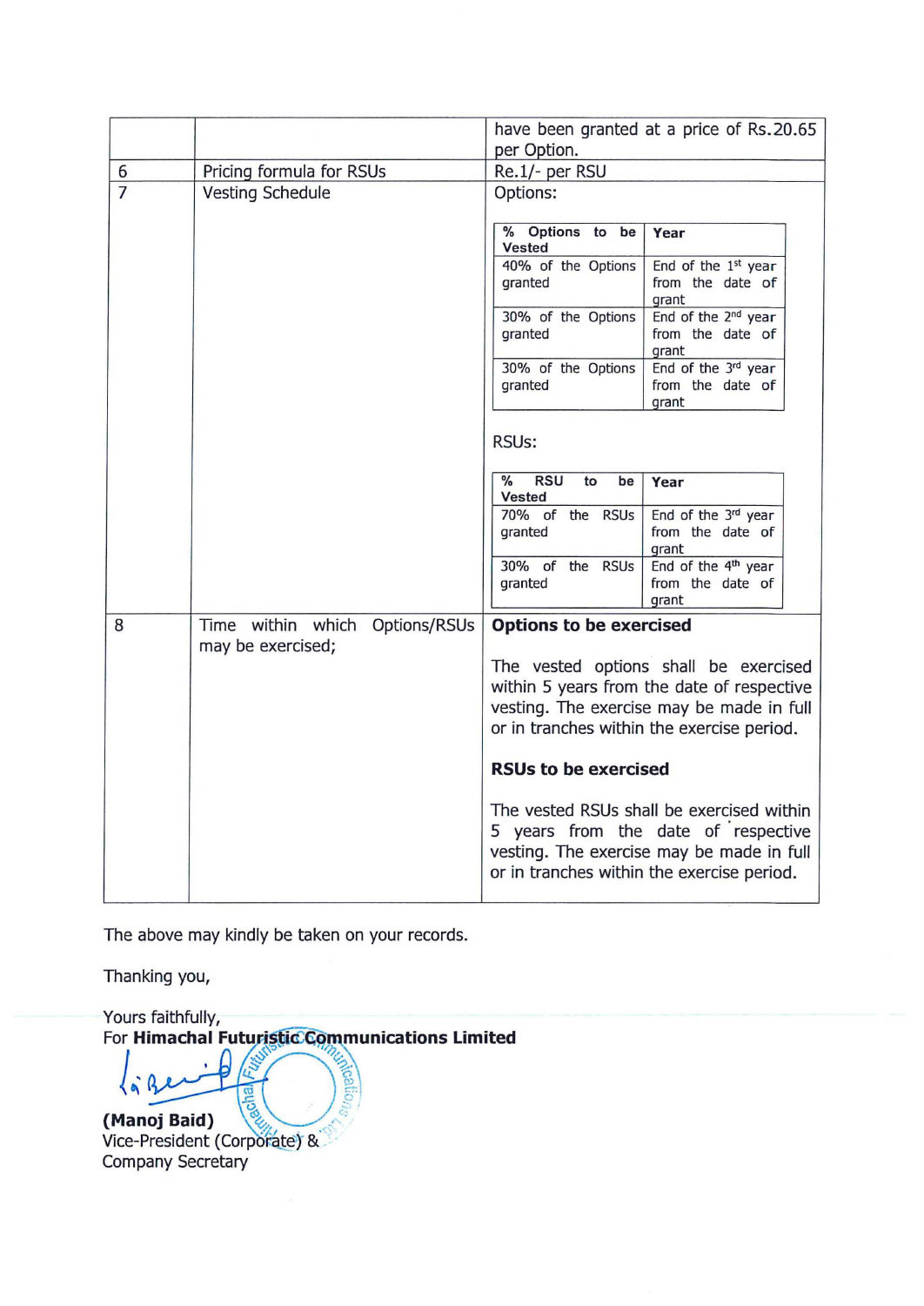| | | |
|---|---|---|
| | | have been granted at a price of Rs.20.65 per Option. |
| 6 | Pricing formula for RSUs | Re.1/- per RSU |
| 7 | Vesting Schedule | Options:<br><br>**% Options to be Vested** — **Year**<br>40% of the Options granted — End of the 1st year from the date of grant<br>30% of the Options granted — End of the 2nd year from the date of grant<br>30% of the Options granted — End of the 3rd year from the date of grant<br><br>RSUs:<br><br>**% RSU to be Vested** — **Year**<br>70% of the RSUs granted — End of the 3rd year from the date of grant<br>30% of the RSUs granted — End of the 4th year from the date of grant |
| 8 | Time within which Options/RSUs may be exercised; | **Options to be exercised**<br><br>The vested options shall be exercised within 5 years from the date of respective vesting. The exercise may be made in full or in tranches within the exercise period.<br><br>**RSUs to be exercised**<br><br>The vested RSUs shall be exercised within 5 years from the date of respective vesting. The exercise may be made in full or in tranches within the exercise period. |

The above may kindly be taken on your records.

Thanking you,

Yours faithfully,
For **Himachal Futuristic Communications Limited**

**(Manoj Baid)**
Vice-President (Corporate) &
Company Secretary